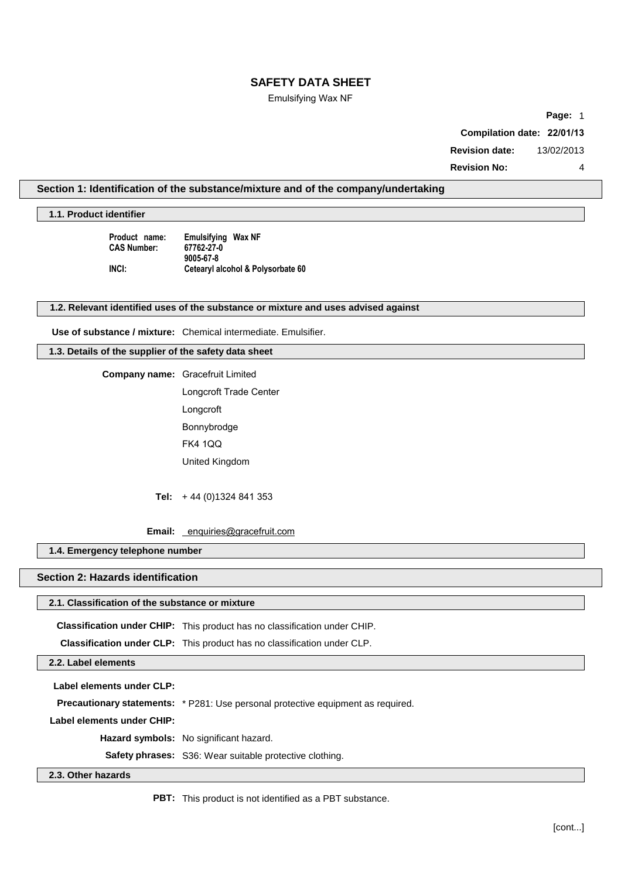# SAFETY DATA SHEET

Emulsifying Wax NF

**Compilation date: 22/01/13**

**Revision date:** 13/02/2013

**Revision No:** 4

## Section 1: Identification of the substance/mixture and of the company/undertaking

### 1.1. Product identifier

**Product name:** **Emulsifying Wax NF**
**CAS Number:** **67762-27-0**
**9005-67-8**
**INCI:** **Cetearyl alcohol & Polysorbate 60**

### 1.2. Relevant identified uses of the substance or mixture and uses advised against

**Use of substance / mixture:** Chemical intermediate. Emulsifier.

### 1.3. Details of the supplier of the safety data sheet

**Company name:** Gracefruit Limited
Longcroft Trade Center
Longcroft
Bonnybrodge
FK4 1QQ
United Kingdom

**Tel:** + 44 (0)1324 841 353

**Email:** enquiries@gracefruit.com

### 1.4. Emergency telephone number

## Section 2: Hazards identification

### 2.1. Classification of the substance or mixture

**Classification under CHIP:** This product has no classification under CHIP.

**Classification under CLP:** This product has no classification under CLP.

### 2.2. Label elements

**Label elements under CLP:**

**Precautionary statements:** * P281: Use personal protective equipment as required.

**Label elements under CHIP:**

**Hazard symbols:** No significant hazard.

**Safety phrases:** S36: Wear suitable protective clothing.

### 2.3. Other hazards

**PBT:** This product is not identified as a PBT substance.

[cont...]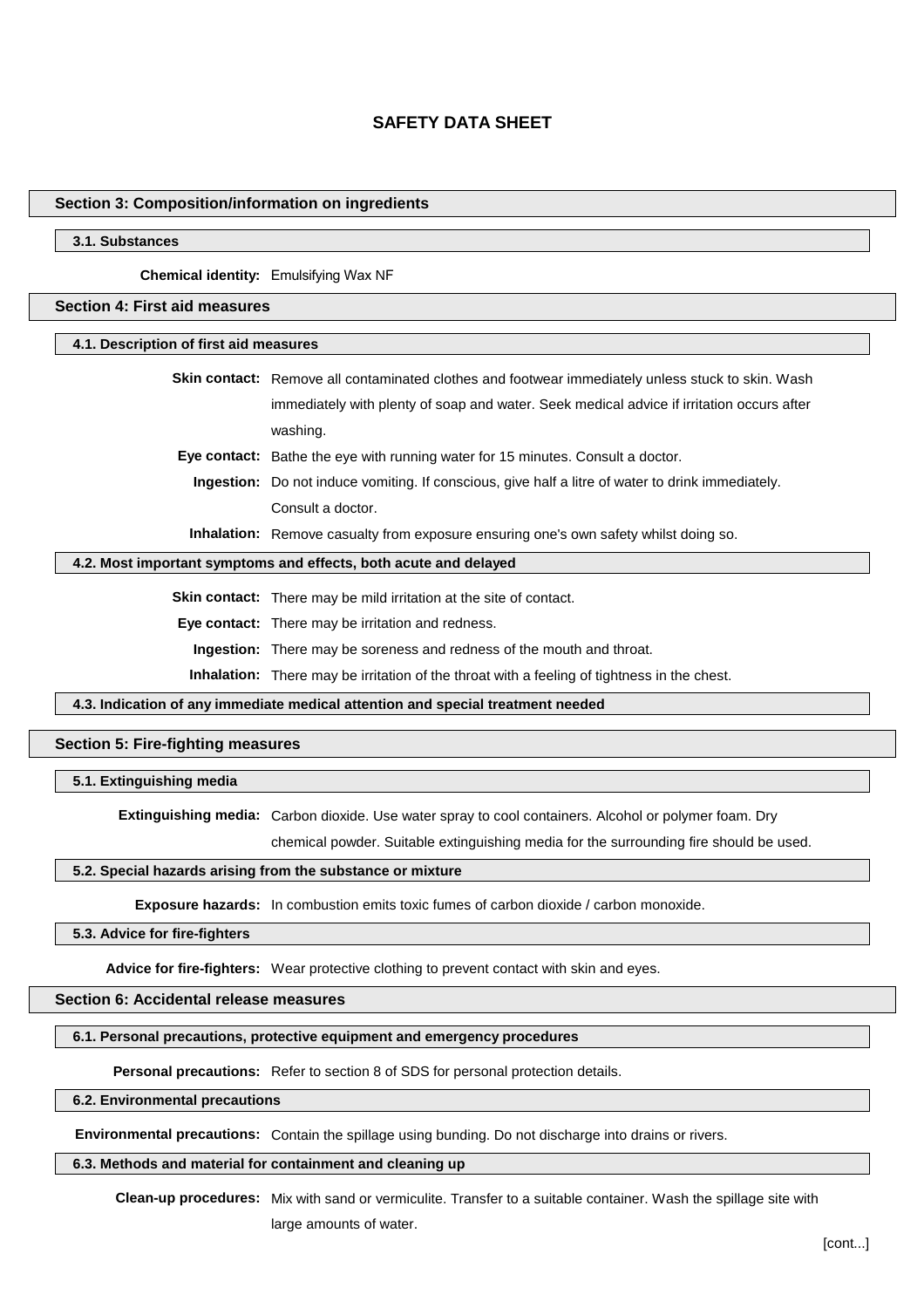# SAFETY DATA SHEET

## Section 3: Composition/information on ingredients

### 3.1. Substances

**Chemical identity:** Emulsifying Wax NF

## Section 4: First aid measures

### 4.1. Description of first aid measures

**Skin contact:** Remove all contaminated clothes and footwear immediately unless stuck to skin. Wash immediately with plenty of soap and water. Seek medical advice if irritation occurs after washing.

**Eye contact:** Bathe the eye with running water for 15 minutes. Consult a doctor.

**Ingestion:** Do not induce vomiting. If conscious, give half a litre of water to drink immediately. Consult a doctor.

**Inhalation:** Remove casualty from exposure ensuring one's own safety whilst doing so.

### 4.2. Most important symptoms and effects, both acute and delayed

**Skin contact:** There may be mild irritation at the site of contact.

**Eye contact:** There may be irritation and redness.

**Ingestion:** There may be soreness and redness of the mouth and throat.

**Inhalation:** There may be irritation of the throat with a feeling of tightness in the chest.

### 4.3. Indication of any immediate medical attention and special treatment needed

## Section 5: Fire-fighting measures

### 5.1. Extinguishing media

**Extinguishing media:** Carbon dioxide. Use water spray to cool containers. Alcohol or polymer foam. Dry chemical powder. Suitable extinguishing media for the surrounding fire should be used.

### 5.2. Special hazards arising from the substance or mixture

**Exposure hazards:** In combustion emits toxic fumes of carbon dioxide / carbon monoxide.

### 5.3. Advice for fire-fighters

**Advice for fire-fighters:** Wear protective clothing to prevent contact with skin and eyes.

## Section 6: Accidental release measures

### 6.1. Personal precautions, protective equipment and emergency procedures

**Personal precautions:** Refer to section 8 of SDS for personal protection details.

### 6.2. Environmental precautions

**Environmental precautions:** Contain the spillage using bunding. Do not discharge into drains or rivers.

### 6.3. Methods and material for containment and cleaning up

**Clean-up procedures:** Mix with sand or vermiculite. Transfer to a suitable container. Wash the spillage site with large amounts of water.

[cont...]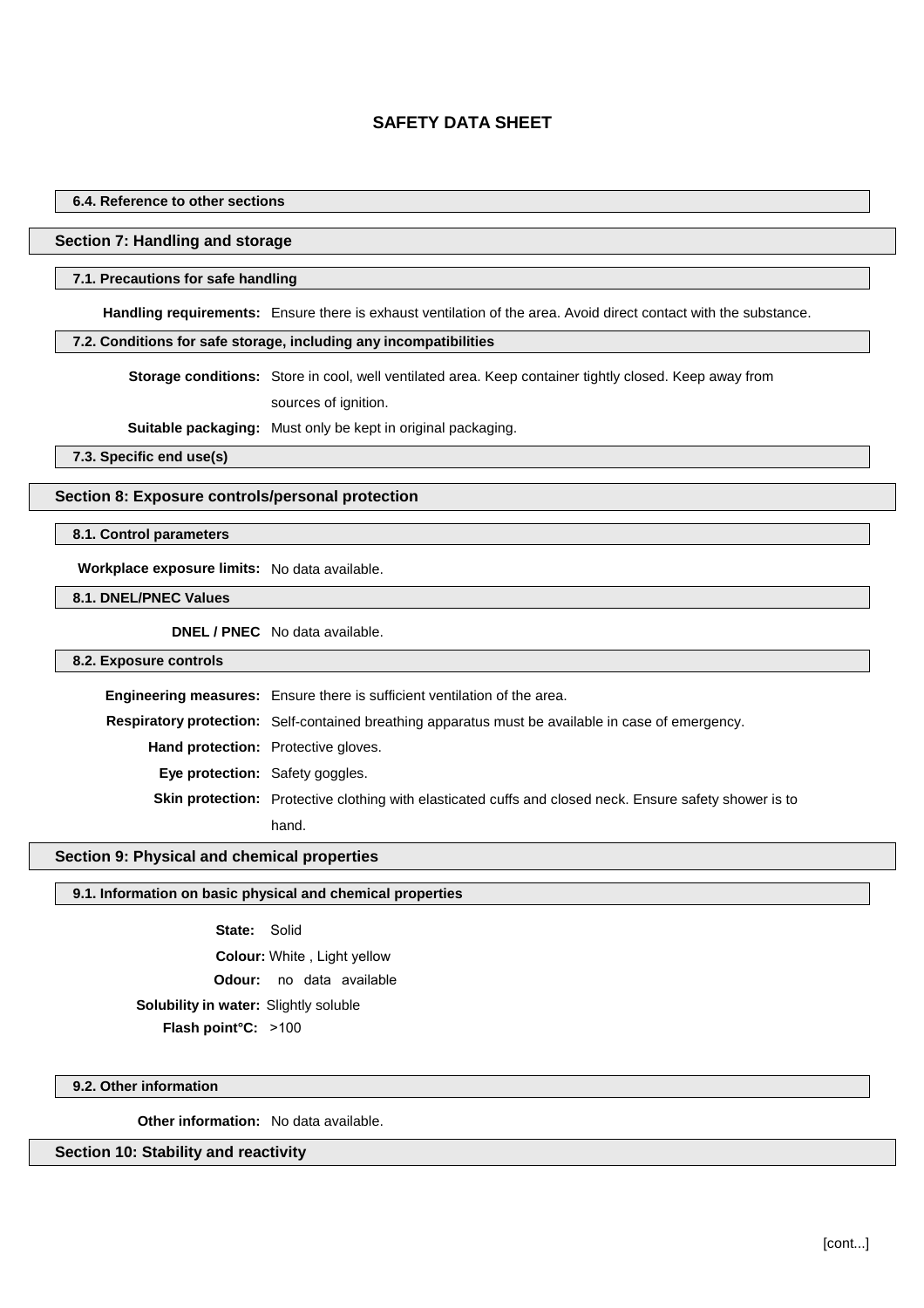## 6.4. Reference to other sections

## Section 7: Handling and storage

### 7.1. Precautions for safe handling

**Handling requirements:** Ensure there is exhaust ventilation of the area. Avoid direct contact with the substance.

### 7.2. Conditions for safe storage, including any incompatibilities

**Storage conditions:** Store in cool, well ventilated area. Keep container tightly closed. Keep away from sources of ignition.

**Suitable packaging:** Must only be kept in original packaging.

### 7.3. Specific end use(s)

## Section 8: Exposure controls/personal protection

### 8.1. Control parameters

**Workplace exposure limits:** No data available.

### 8.1. DNEL/PNEC Values

**DNEL / PNEC** No data available.

### 8.2. Exposure controls

**Engineering measures:** Ensure there is sufficient ventilation of the area.

**Respiratory protection:** Self-contained breathing apparatus must be available in case of emergency.

**Hand protection:** Protective gloves.

**Eye protection:** Safety goggles.

**Skin protection:** Protective clothing with elasticated cuffs and closed neck. Ensure safety shower is to hand.

## Section 9: Physical and chemical properties

### 9.1. Information on basic physical and chemical properties

**State:** Solid

**Colour:** White , Light yellow

**Odour:** no data available

**Solubility in water:** Slightly soluble

**Flash point°C:** >100

### 9.2. Other information

**Other information:** No data available.

## Section 10: Stability and reactivity

[cont...]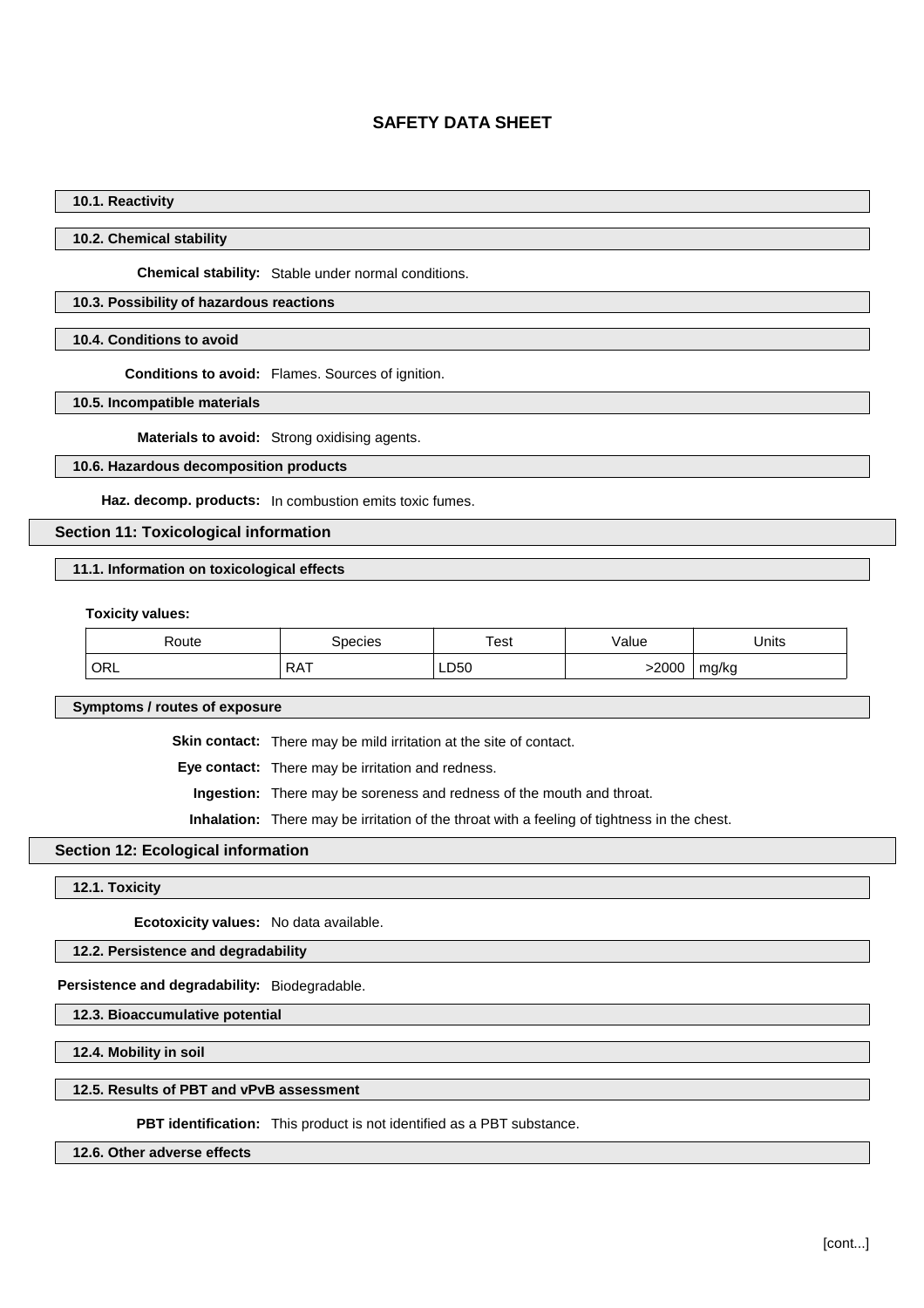# SAFETY DATA SHEET

### 10.1. Reactivity

### 10.2. Chemical stability

**Chemical stability:** Stable under normal conditions.

### 10.3. Possibility of hazardous reactions

### 10.4. Conditions to avoid

**Conditions to avoid:** Flames. Sources of ignition.

### 10.5. Incompatible materials

**Materials to avoid:** Strong oxidising agents.

### 10.6. Hazardous decomposition products

**Haz. decomp. products:** In combustion emits toxic fumes.

## Section 11: Toxicological information

### 11.1. Information on toxicological effects

**Toxicity values:**

| Route | Species | Test | Value | Units |
|---|---|---|---|---|
| ORL | RAT | LD50 | >2000 | mg/kg |

### Symptoms / routes of exposure

**Skin contact:** There may be mild irritation at the site of contact.

**Eye contact:** There may be irritation and redness.

**Ingestion:** There may be soreness and redness of the mouth and throat.

**Inhalation:** There may be irritation of the throat with a feeling of tightness in the chest.

## Section 12: Ecological information

### 12.1. Toxicity

**Ecotoxicity values:** No data available.

### 12.2. Persistence and degradability

**Persistence and degradability:** Biodegradable.

### 12.3. Bioaccumulative potential

### 12.4. Mobility in soil

### 12.5. Results of PBT and vPvB assessment

**PBT identification:** This product is not identified as a PBT substance.

### 12.6. Other adverse effects

[cont...]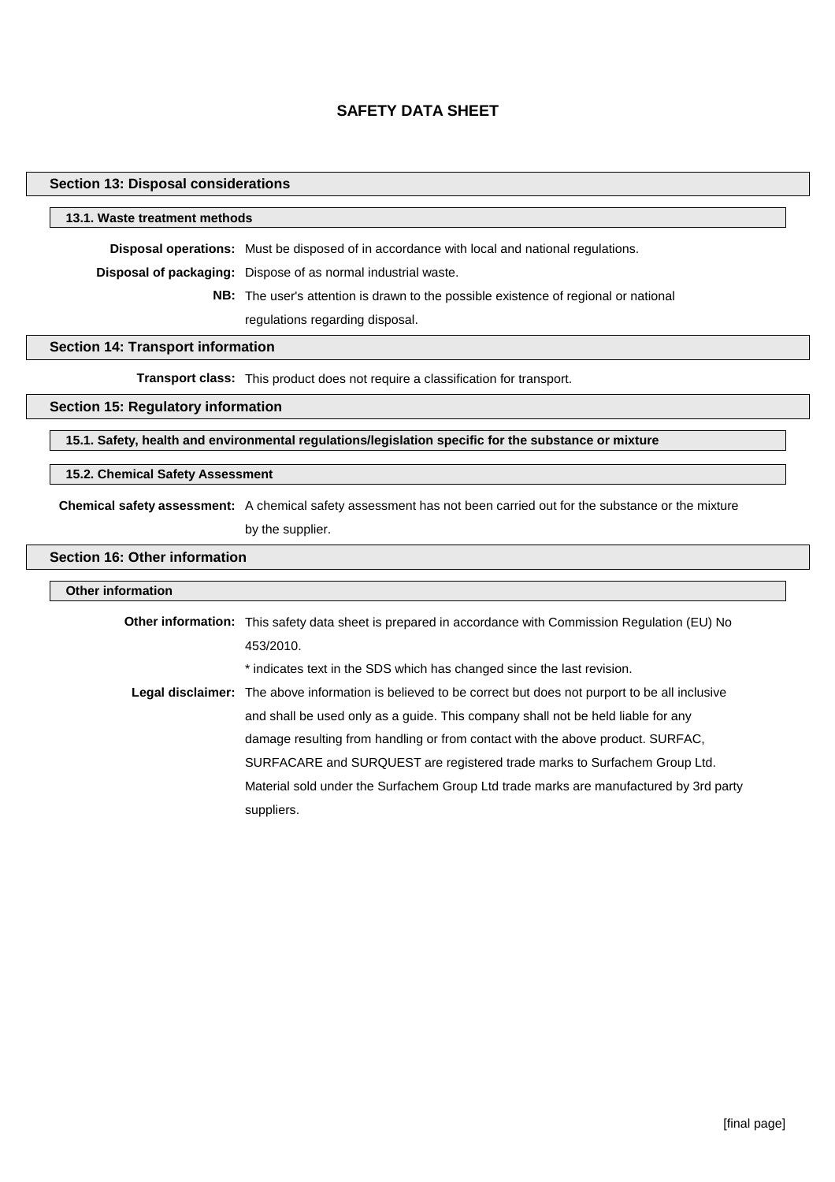# SAFETY DATA SHEET

## Section 13: Disposal considerations

### 13.1. Waste treatment methods

**Disposal operations:** Must be disposed of in accordance with local and national regulations.

**Disposal of packaging:** Dispose of as normal industrial waste.

**NB:** The user's attention is drawn to the possible existence of regional or national regulations regarding disposal.

## Section 14: Transport information

**Transport class:** This product does not require a classification for transport.

## Section 15: Regulatory information

### 15.1. Safety, health and environmental regulations/legislation specific for the substance or mixture

### 15.2. Chemical Safety Assessment

**Chemical safety assessment:** A chemical safety assessment has not been carried out for the substance or the mixture by the supplier.

## Section 16: Other information

### Other information

**Other information:** This safety data sheet is prepared in accordance with Commission Regulation (EU) No 453/2010.

* indicates text in the SDS which has changed since the last revision.

**Legal disclaimer:** The above information is believed to be correct but does not purport to be all inclusive and shall be used only as a guide. This company shall not be held liable for any damage resulting from handling or from contact with the above product. SURFAC, SURFACARE and SURQUEST are registered trade marks to Surfachem Group Ltd. Material sold under the Surfachem Group Ltd trade marks are manufactured by 3rd party suppliers.

[final page]